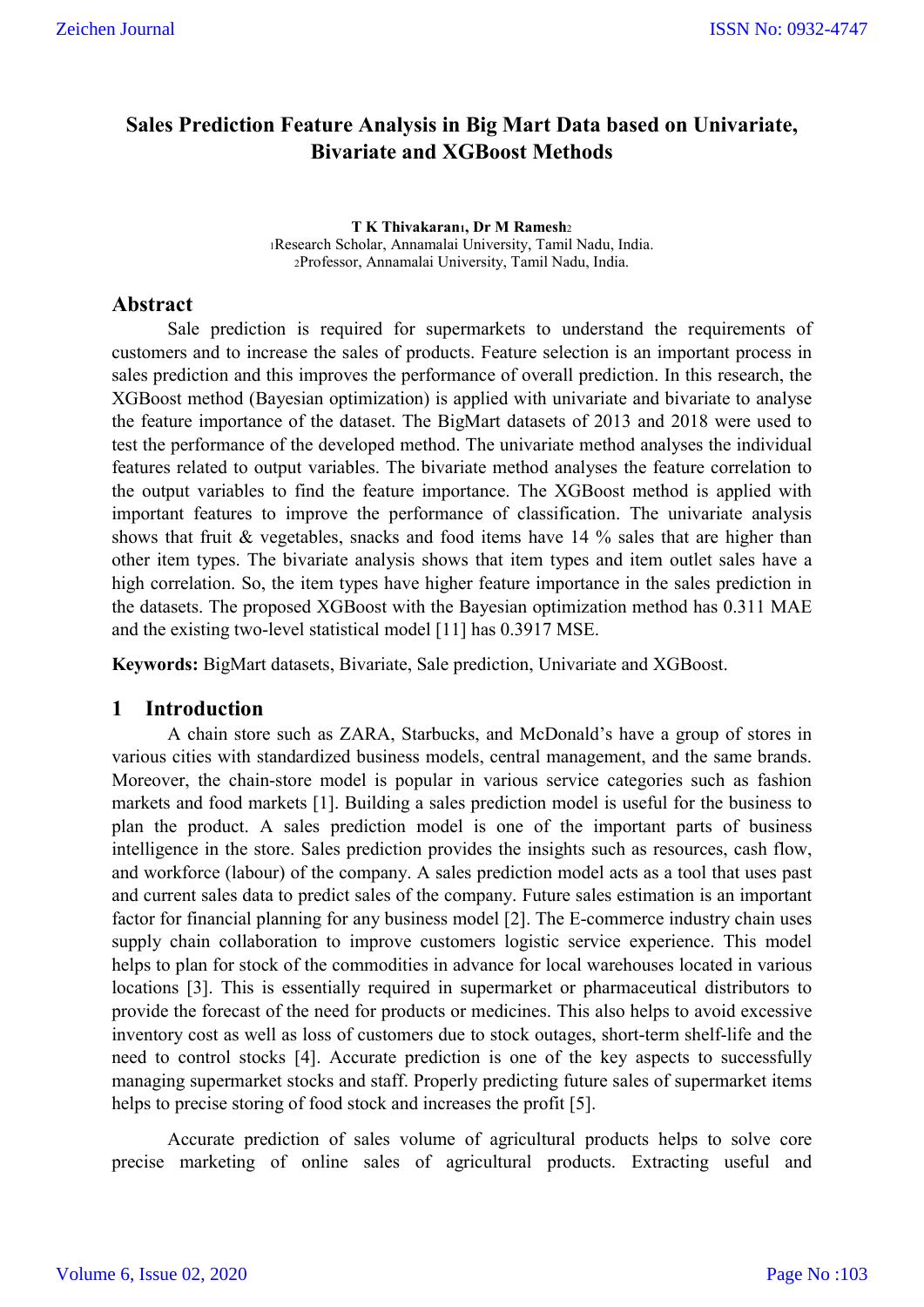# Sales Prediction Feature Analysis in Big Mart Data based on Univariate, Bivariate and XGBoost Methods

**T K Thivakaran[1], Dr M Ramesh[2]**

[1]Research Scholar, Annamalai University, Tamil Nadu, India.
[2]Professor, Annamalai University, Tamil Nadu, India.

## Abstract

Sale prediction is required for supermarkets to understand the requirements of customers and to increase the sales of products. Feature selection is an important process in sales prediction and this improves the performance of overall prediction. In this research, the XGBoost method (Bayesian optimization) is applied with univariate and bivariate to analyse the feature importance of the dataset. The BigMart datasets of 2013 and 2018 were used to test the performance of the developed method. The univariate method analyses the individual features related to output variables. The bivariate method analyses the feature correlation to the output variables to find the feature importance. The XGBoost method is applied with important features to improve the performance of classification. The univariate analysis shows that fruit & vegetables, snacks and food items have 14 % sales that are higher than other item types. The bivariate analysis shows that item types and item outlet sales have a high correlation. So, the item types have higher feature importance in the sales prediction in the datasets. The proposed XGBoost with the Bayesian optimization method has 0.311 MAE and the existing two-level statistical model [11] has 0.3917 MSE.

**Keywords:** BigMart datasets, Bivariate, Sale prediction, Univariate and XGBoost.

## 1 Introduction

A chain store such as ZARA, Starbucks, and McDonald's have a group of stores in various cities with standardized business models, central management, and the same brands. Moreover, the chain-store model is popular in various service categories such as fashion markets and food markets [1]. Building a sales prediction model is useful for the business to plan the product. A sales prediction model is one of the important parts of business intelligence in the store. Sales prediction provides the insights such as resources, cash flow, and workforce (labour) of the company. A sales prediction model acts as a tool that uses past and current sales data to predict sales of the company. Future sales estimation is an important factor for financial planning for any business model [2]. The E-commerce industry chain uses supply chain collaboration to improve customers logistic service experience. This model helps to plan for stock of the commodities in advance for local warehouses located in various locations [3]. This is essentially required in supermarket or pharmaceutical distributors to provide the forecast of the need for products or medicines. This also helps to avoid excessive inventory cost as well as loss of customers due to stock outages, short-term shelf-life and the need to control stocks [4]. Accurate prediction is one of the key aspects to successfully managing supermarket stocks and staff. Properly predicting future sales of supermarket items helps to precise storing of food stock and increases the profit [5].

Accurate prediction of sales volume of agricultural products helps to solve core precise marketing of online sales of agricultural products. Extracting useful and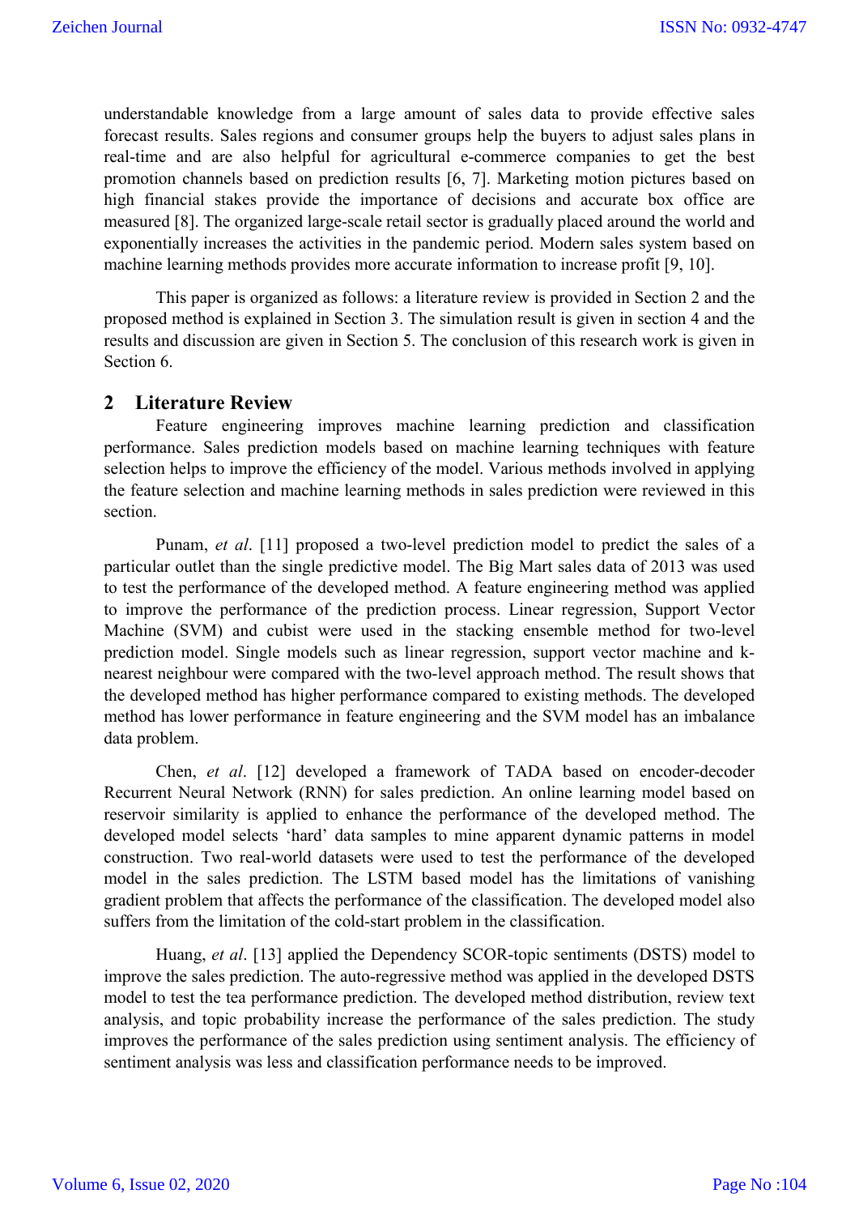understandable knowledge from a large amount of sales data to provide effective sales forecast results. Sales regions and consumer groups help the buyers to adjust sales plans in real-time and are also helpful for agricultural e-commerce companies to get the best promotion channels based on prediction results [6, 7]. Marketing motion pictures based on high financial stakes provide the importance of decisions and accurate box office are measured [8]. The organized large-scale retail sector is gradually placed around the world and exponentially increases the activities in the pandemic period. Modern sales system based on machine learning methods provides more accurate information to increase profit [9, 10].

This paper is organized as follows: a literature review is provided in Section 2 and the proposed method is explained in Section 3. The simulation result is given in section 4 and the results and discussion are given in Section 5. The conclusion of this research work is given in Section 6.

## 2 Literature Review

Feature engineering improves machine learning prediction and classification performance. Sales prediction models based on machine learning techniques with feature selection helps to improve the efficiency of the model. Various methods involved in applying the feature selection and machine learning methods in sales prediction were reviewed in this section.

Punam, *et al*. [11] proposed a two-level prediction model to predict the sales of a particular outlet than the single predictive model. The Big Mart sales data of 2013 was used to test the performance of the developed method. A feature engineering method was applied to improve the performance of the prediction process. Linear regression, Support Vector Machine (SVM) and cubist were used in the stacking ensemble method for two-level prediction model. Single models such as linear regression, support vector machine and k-nearest neighbour were compared with the two-level approach method. The result shows that the developed method has higher performance compared to existing methods. The developed method has lower performance in feature engineering and the SVM model has an imbalance data problem.

Chen, *et al*. [12] developed a framework of TADA based on encoder-decoder Recurrent Neural Network (RNN) for sales prediction. An online learning model based on reservoir similarity is applied to enhance the performance of the developed method. The developed model selects 'hard' data samples to mine apparent dynamic patterns in model construction. Two real-world datasets were used to test the performance of the developed model in the sales prediction. The LSTM based model has the limitations of vanishing gradient problem that affects the performance of the classification. The developed model also suffers from the limitation of the cold-start problem in the classification.

Huang, *et al*. [13] applied the Dependency SCOR-topic sentiments (DSTS) model to improve the sales prediction. The auto-regressive method was applied in the developed DSTS model to test the tea performance prediction. The developed method distribution, review text analysis, and topic probability increase the performance of the sales prediction. The study improves the performance of the sales prediction using sentiment analysis. The efficiency of sentiment analysis was less and classification performance needs to be improved.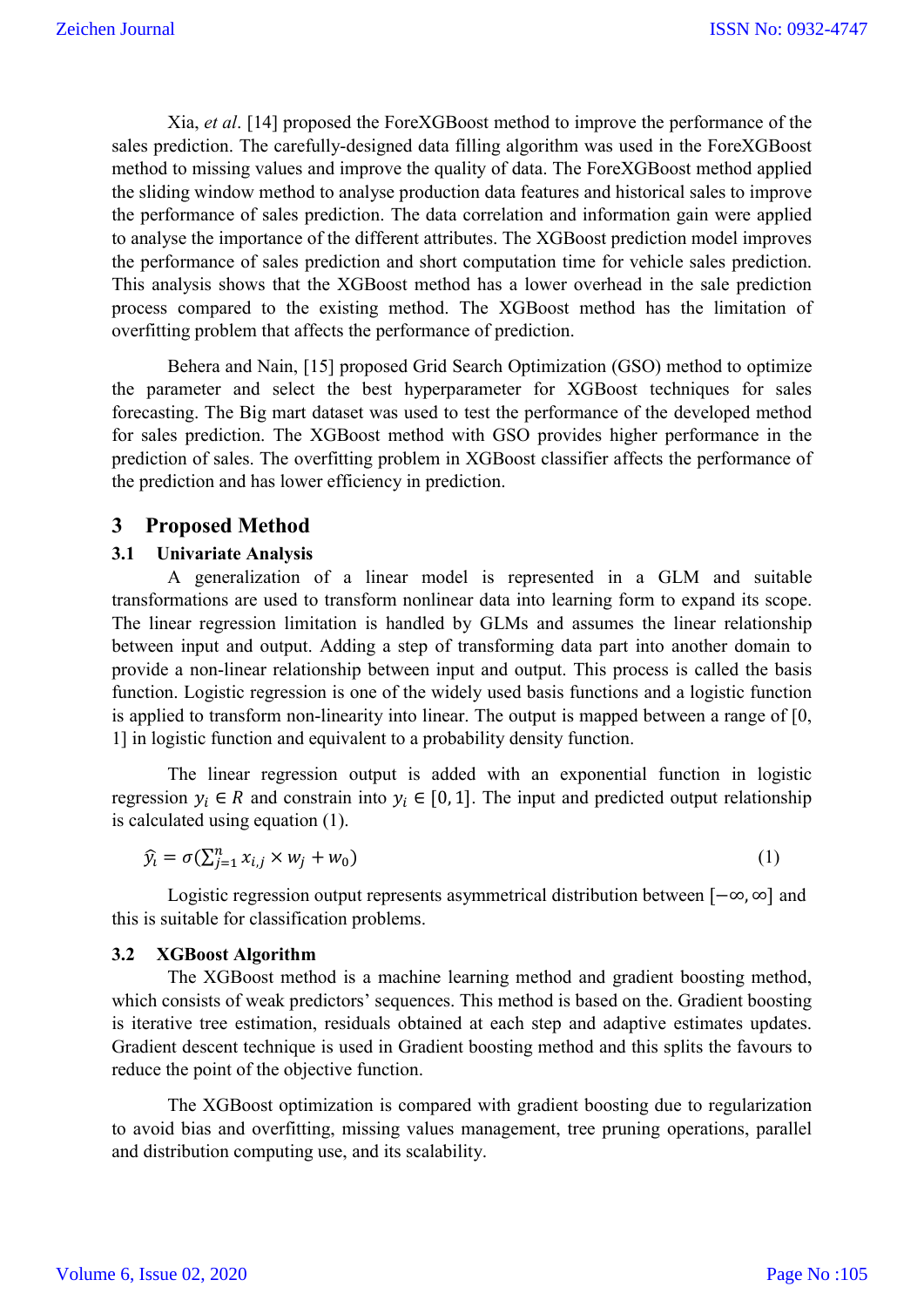Xia, *et al*. [14] proposed the ForeXGBoost method to improve the performance of the sales prediction. The carefully-designed data filling algorithm was used in the ForeXGBoost method to missing values and improve the quality of data. The ForeXGBoost method applied the sliding window method to analyse production data features and historical sales to improve the performance of sales prediction. The data correlation and information gain were applied to analyse the importance of the different attributes. The XGBoost prediction model improves the performance of sales prediction and short computation time for vehicle sales prediction. This analysis shows that the XGBoost method has a lower overhead in the sale prediction process compared to the existing method. The XGBoost method has the limitation of overfitting problem that affects the performance of prediction.

Behera and Nain, [15] proposed Grid Search Optimization (GSO) method to optimize the parameter and select the best hyperparameter for XGBoost techniques for sales forecasting. The Big mart dataset was used to test the performance of the developed method for sales prediction. The XGBoost method with GSO provides higher performance in the prediction of sales. The overfitting problem in XGBoost classifier affects the performance of the prediction and has lower efficiency in prediction.

## 3 Proposed Method

### 3.1 Univariate Analysis

A generalization of a linear model is represented in a GLM and suitable transformations are used to transform nonlinear data into learning form to expand its scope. The linear regression limitation is handled by GLMs and assumes the linear relationship between input and output. Adding a step of transforming data part into another domain to provide a non-linear relationship between input and output. This process is called the basis function. Logistic regression is one of the widely used basis functions and a logistic function is applied to transform non-linearity into linear. The output is mapped between a range of [0, 1] in logistic function and equivalent to a probability density function.

The linear regression output is added with an exponential function in logistic regression $y_i \in R$ and constrain into $y_i \in [0, 1]$. The input and predicted output relationship is calculated using equation (1).

$$\hat{y_i} = \sigma\left(\sum_{j=1}^{n} x_{i,j} \times w_j + w_0\right) \quad (1)$$

Logistic regression output represents asymmetrical distribution between $[-\infty, \infty]$ and this is suitable for classification problems.

### 3.2 XGBoost Algorithm

The XGBoost method is a machine learning method and gradient boosting method, which consists of weak predictors' sequences. This method is based on the. Gradient boosting is iterative tree estimation, residuals obtained at each step and adaptive estimates updates. Gradient descent technique is used in Gradient boosting method and this splits the favours to reduce the point of the objective function.

The XGBoost optimization is compared with gradient boosting due to regularization to avoid bias and overfitting, missing values management, tree pruning operations, parallel and distribution computing use, and its scalability.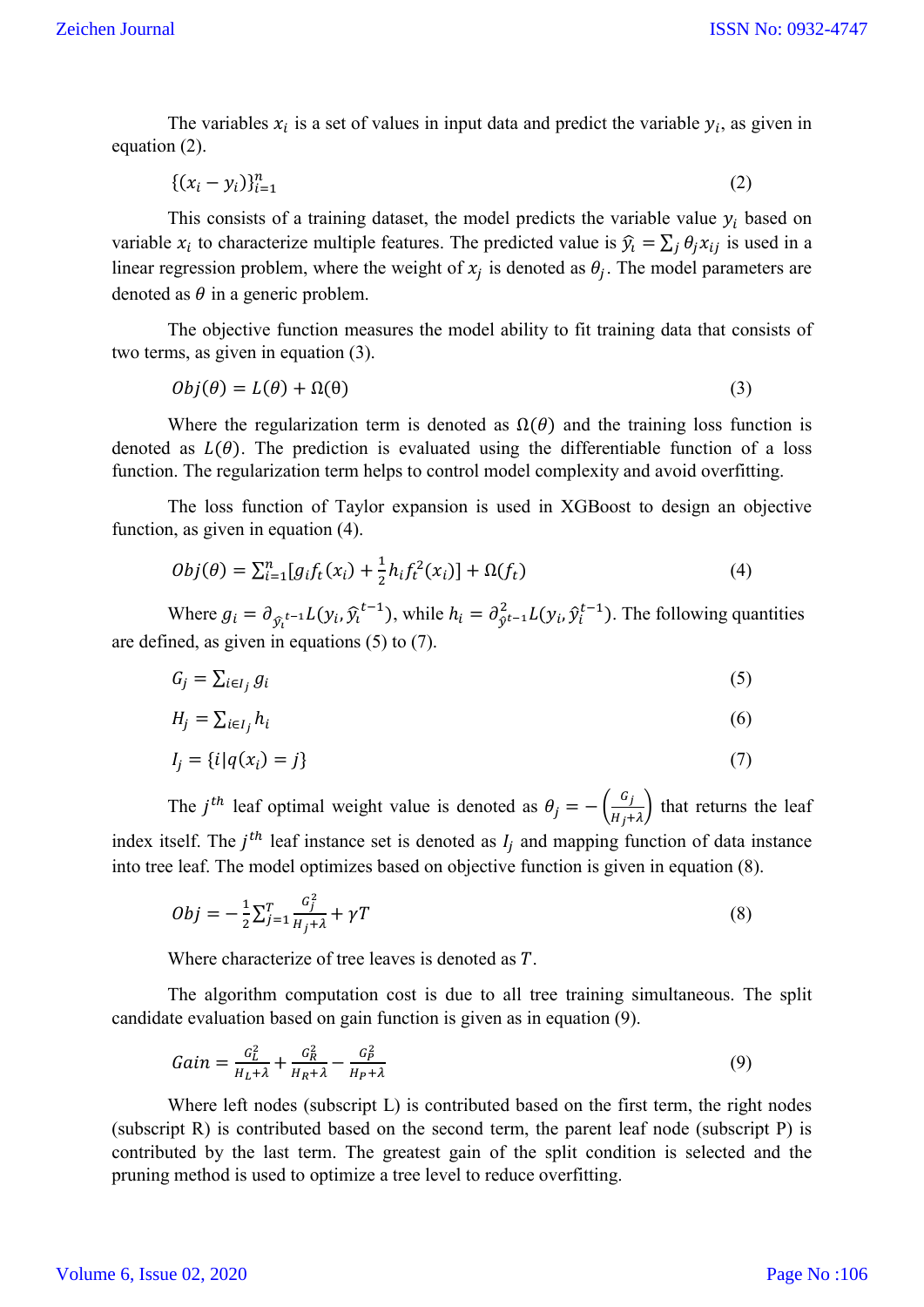The variables $x_i$ is a set of values in input data and predict the variable $y_i$, as given in equation (2).

$$\{(x_i - y_i)\}_{i=1}^{n} \tag{2}$$

This consists of a training dataset, the model predicts the variable value $y_i$ based on variable $x_i$ to characterize multiple features. The predicted value is $\hat{y}_i = \sum_j \theta_j x_{ij}$ is used in a linear regression problem, where the weight of $x_j$ is denoted as $\theta_j$. The model parameters are denoted as $\theta$ in a generic problem.

The objective function measures the model ability to fit training data that consists of two terms, as given in equation (3).

$$Obj(\theta) = L(\theta) + \Omega(\theta) \tag{3}$$

Where the regularization term is denoted as $\Omega(\theta)$ and the training loss function is denoted as $L(\theta)$. The prediction is evaluated using the differentiable function of a loss function. The regularization term helps to control model complexity and avoid overfitting.

The loss function of Taylor expansion is used in XGBoost to design an objective function, as given in equation (4).

$$Obj(\theta) = \sum_{i=1}^{n}[g_i f_t(x_i) + \frac{1}{2} h_i f_t^2(x_i)] + \Omega(f_t) \tag{4}$$

Where $g_i = \partial_{\hat{y}_i^{t-1}} L(y_i, \hat{y}_i^{t-1})$, while $h_i = \partial_{\hat{y}^{t-1}}^2 L(y_i, \hat{y}_i^{t-1})$. The following quantities are defined, as given in equations (5) to (7).

$$G_j = \sum_{i \in I_j} g_i \tag{5}$$

$$H_j = \sum_{i \in I_j} h_i \tag{6}$$

$$I_j = \{i | q(x_i) = j\} \tag{7}$$

The $j^{th}$ leaf optimal weight value is denoted as $\theta_j = -\left(\frac{G_j}{H_j + \lambda}\right)$ that returns the leaf index itself. The $j^{th}$ leaf instance set is denoted as $I_j$ and mapping function of data instance into tree leaf. The model optimizes based on objective function is given in equation (8).

$$Obj = -\frac{1}{2} \sum_{j=1}^{T} \frac{G_j^2}{H_j + \lambda} + \gamma T \tag{8}$$

Where characterize of tree leaves is denoted as $T$.

The algorithm computation cost is due to all tree training simultaneous. The split candidate evaluation based on gain function is given as in equation (9).

$$Gain = \frac{G_L^2}{H_L + \lambda} + \frac{G_R^2}{H_R + \lambda} - \frac{G_P^2}{H_P + \lambda} \tag{9}$$

Where left nodes (subscript L) is contributed based on the first term, the right nodes (subscript R) is contributed based on the second term, the parent leaf node (subscript P) is contributed by the last term. The greatest gain of the split condition is selected and the pruning method is used to optimize a tree level to reduce overfitting.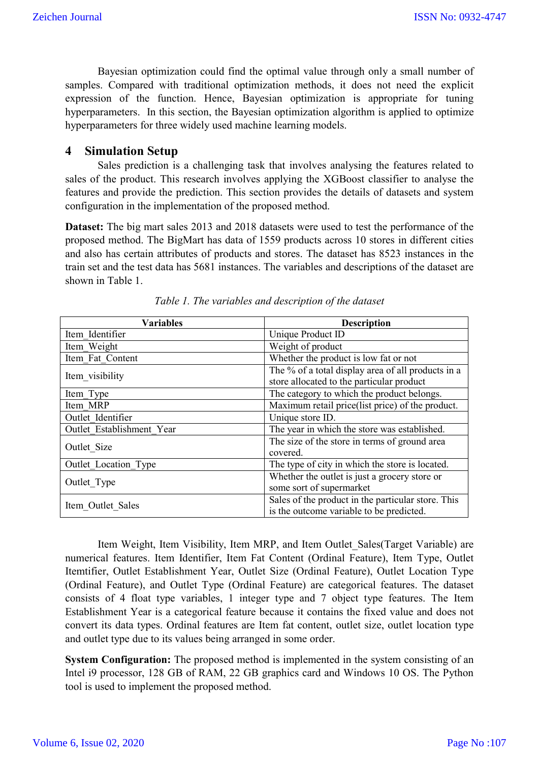Bayesian optimization could find the optimal value through only a small number of samples. Compared with traditional optimization methods, it does not need the explicit expression of the function. Hence, Bayesian optimization is appropriate for tuning hyperparameters. In this section, the Bayesian optimization algorithm is applied to optimize hyperparameters for three widely used machine learning models.

## 4 Simulation Setup

Sales prediction is a challenging task that involves analysing the features related to sales of the product. This research involves applying the XGBoost classifier to analyse the features and provide the prediction. This section provides the details of datasets and system configuration in the implementation of the proposed method.

**Dataset:** The big mart sales 2013 and 2018 datasets were used to test the performance of the proposed method. The BigMart has data of 1559 products across 10 stores in different cities and also has certain attributes of products and stores. The dataset has 8523 instances in the train set and the test data has 5681 instances. The variables and descriptions of the dataset are shown in Table 1.

*Table 1. The variables and description of the dataset*

| Variables | Description |
|---|---|
| Item_Identifier | Unique Product ID |
| Item_Weight | Weight of product |
| Item_Fat_Content | Whether the product is low fat or not |
| Item_visibility | The % of a total display area of all products in a store allocated to the particular product |
| Item_Type | The category to which the product belongs. |
| Item_MRP | Maximum retail price(list price) of the product. |
| Outlet_Identifier | Unique store ID. |
| Outlet_Establishment_Year | The year in which the store was established. |
| Outlet_Size | The size of the store in terms of ground area covered. |
| Outlet_Location_Type | The type of city in which the store is located. |
| Outlet_Type | Whether the outlet is just a grocery store or some sort of supermarket |
| Item_Outlet_Sales | Sales of the product in the particular store. This is the outcome variable to be predicted. |

Item Weight, Item Visibility, Item MRP, and Item Outlet_Sales(Target Variable) are numerical features. Item Identifier, Item Fat Content (Ordinal Feature), Item Type, Outlet Itemtifier, Outlet Establishment Year, Outlet Size (Ordinal Feature), Outlet Location Type (Ordinal Feature), and Outlet Type (Ordinal Feature) are categorical features. The dataset consists of 4 float type variables, 1 integer type and 7 object type features. The Item Establishment Year is a categorical feature because it contains the fixed value and does not convert its data types. Ordinal features are Item fat content, outlet size, outlet location type and outlet type due to its values being arranged in some order.

**System Configuration:** The proposed method is implemented in the system consisting of an Intel i9 processor, 128 GB of RAM, 22 GB graphics card and Windows 10 OS. The Python tool is used to implement the proposed method.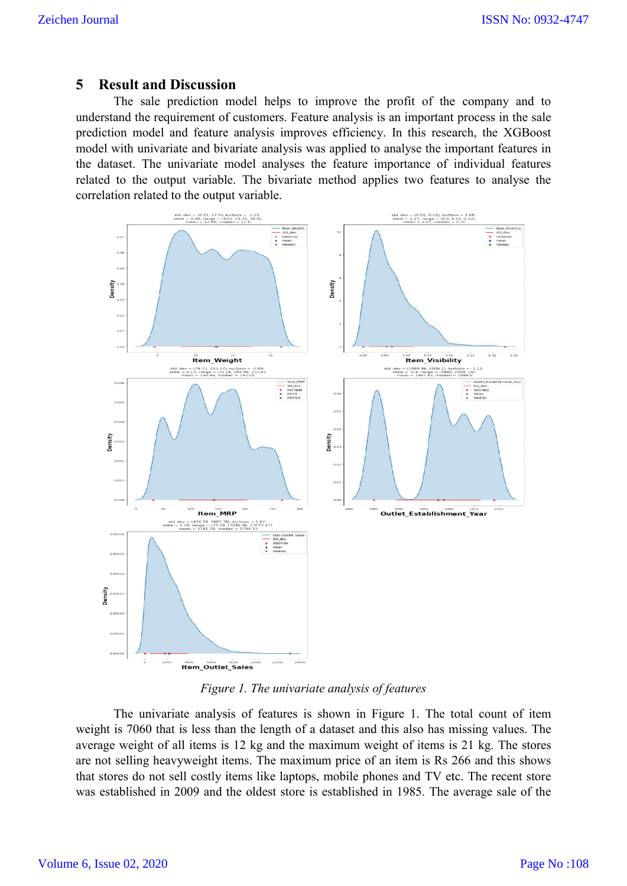## 5 Result and Discussion

The sale prediction model helps to improve the profit of the company and to understand the requirement of customers. Feature analysis is an important process in the sale prediction model and feature analysis improves efficiency. In this research, the XGBoost model with univariate and bivariate analysis was applied to analyse the important features in the dataset. The univariate model analyses the feature importance of individual features related to the output variable. The bivariate method applies two features to analyse the correlation related to the output variable.

*Figure 1. The univariate analysis of features*

The univariate analysis of features is shown in Figure 1. The total count of item weight is 7060 that is less than the length of a dataset and this also has missing values. The average weight of all items is 12 kg and the maximum weight of items is 21 kg. The stores are not selling heavyweight items. The maximum price of an item is Rs 266 and this shows that stores do not sell costly items like laptops, mobile phones and TV etc. The recent store was established in 2009 and the oldest store is established in 1985. The average sale of the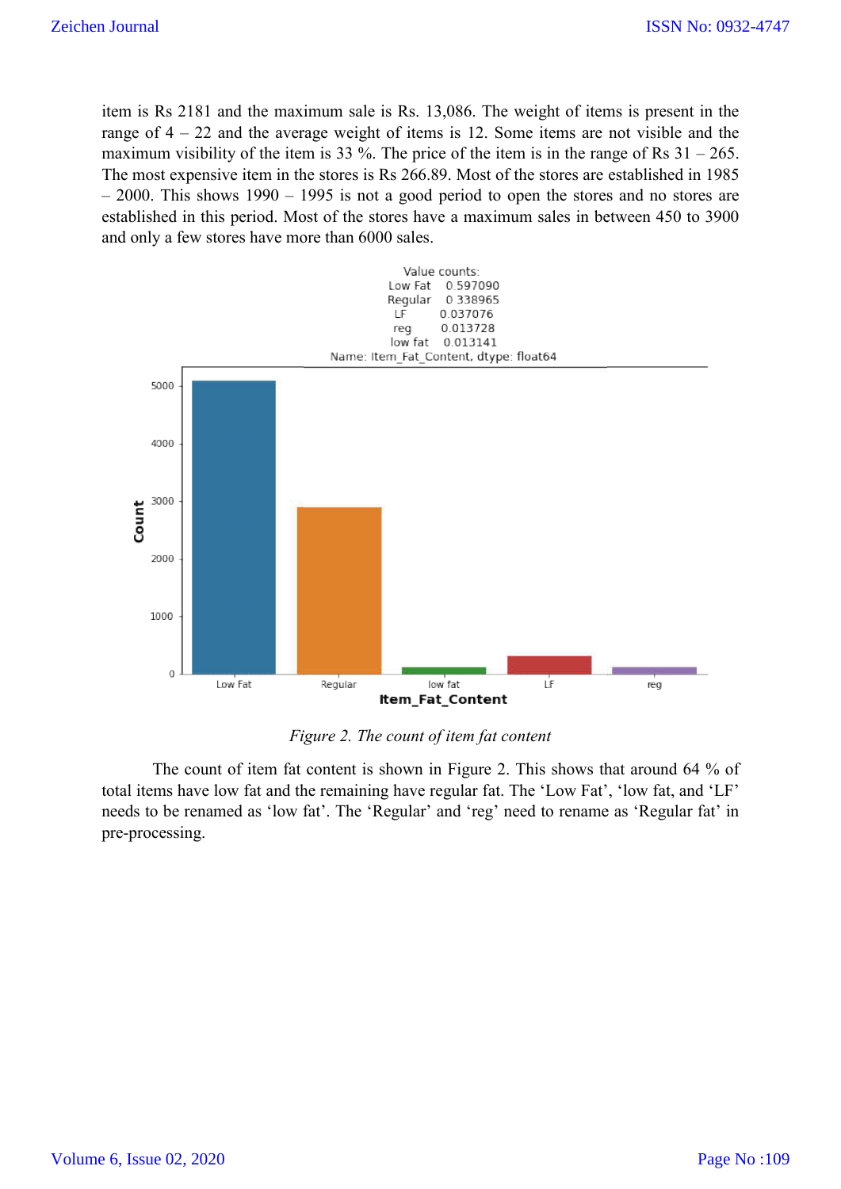item is Rs 2181 and the maximum sale is Rs. 13,086. The weight of items is present in the range of 4 – 22 and the average weight of items is 12. Some items are not visible and the maximum visibility of the item is 33 %. The price of the item is in the range of Rs 31 – 265. The most expensive item in the stores is Rs 266.89. Most of the stores are established in 1985 – 2000. This shows 1990 – 1995 is not a good period to open the stores and no stores are established in this period. Most of the stores have a maximum sales in between 450 to 3900 and only a few stores have more than 6000 sales.

```
Value counts:
Low Fat    0.597090
Regular    0.338965
LF         0.037076
reg        0.013728
low fat    0.013141
Name: Item_Fat_Content, dtype: float64
```

*Figure 2. The count of item fat content*

The count of item fat content is shown in Figure 2. This shows that around 64 % of total items have low fat and the remaining have regular fat. The 'Low Fat', 'low fat, and 'LF' needs to be renamed as 'low fat'. The 'Regular' and 'reg' need to rename as 'Regular fat' in pre-processing.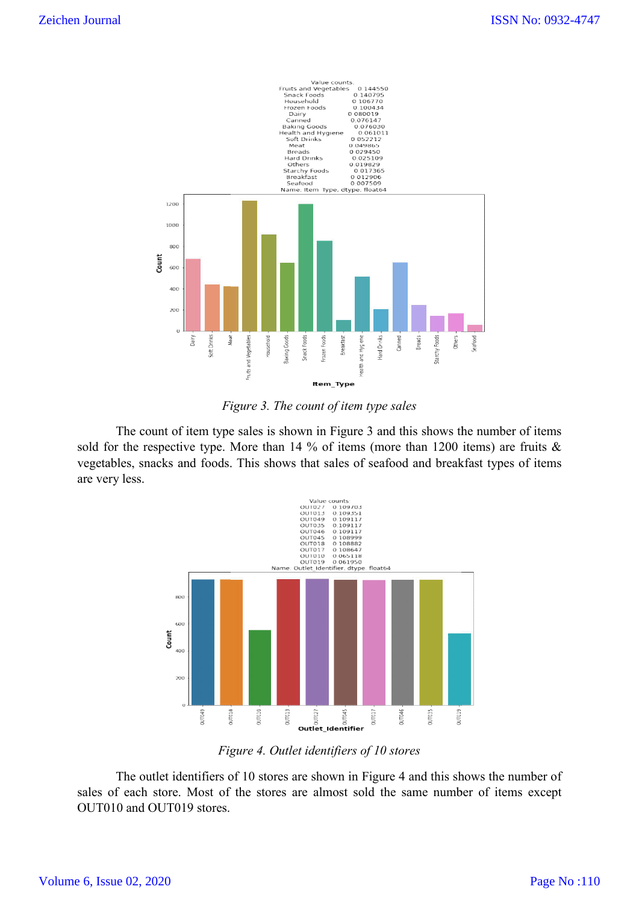Figure 3. The count of item type sales

The count of item type sales is shown in Figure 3 and this shows the number of items sold for the respective type. More than 14 % of items (more than 1200 items) are fruits & vegetables, snacks and foods. This shows that sales of seafood and breakfast types of items are very less.

Figure 4. Outlet identifiers of 10 stores

The outlet identifiers of 10 stores are shown in Figure 4 and this shows the number of sales of each store. Most of the stores are almost sold the same number of items except OUT010 and OUT019 stores.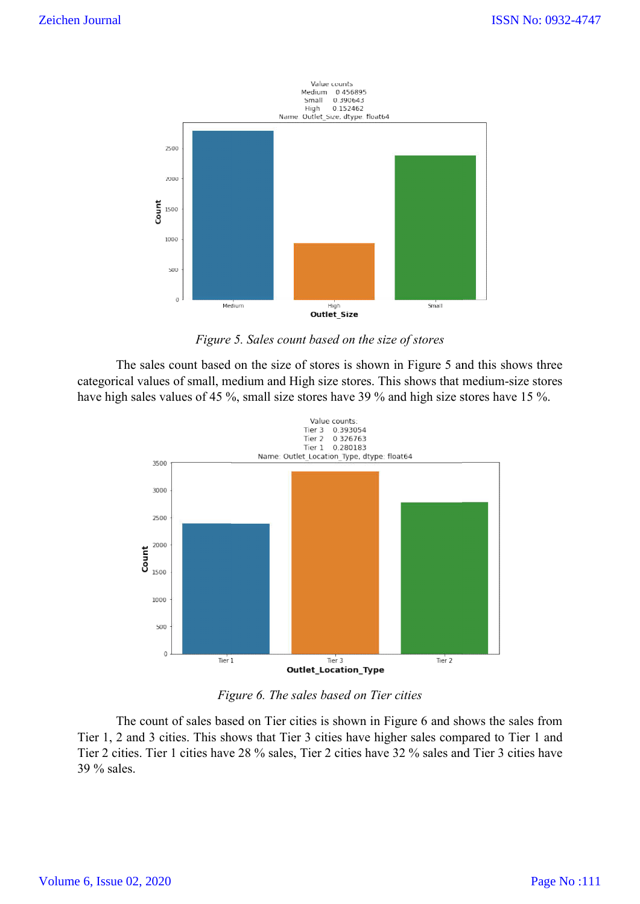*Figure 5. Sales count based on the size of stores*

The sales count based on the size of stores is shown in Figure 5 and this shows three categorical values of small, medium and High size stores. This shows that medium-size stores have high sales values of 45 %, small size stores have 39 % and high size stores have 15 %.

*Figure 6. The sales based on Tier cities*

The count of sales based on Tier cities is shown in Figure 6 and shows the sales from Tier 1, 2 and 3 cities. This shows that Tier 3 cities have higher sales compared to Tier 1 and Tier 2 cities. Tier 1 cities have 28 % sales, Tier 2 cities have 32 % sales and Tier 3 cities have 39 % sales.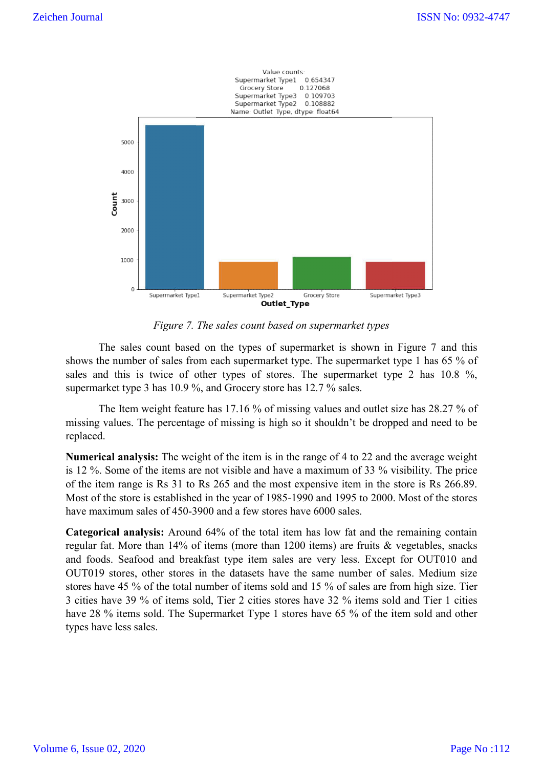*Figure 7. The sales count based on supermarket types*

The sales count based on the types of supermarket is shown in Figure 7 and this shows the number of sales from each supermarket type. The supermarket type 1 has 65 % of sales and this is twice of other types of stores. The supermarket type 2 has 10.8 %, supermarket type 3 has 10.9 %, and Grocery store has 12.7 % sales.

The Item weight feature has 17.16 % of missing values and outlet size has 28.27 % of missing values. The percentage of missing is high so it shouldn't be dropped and need to be replaced.

**Numerical analysis:** The weight of the item is in the range of 4 to 22 and the average weight is 12 %. Some of the items are not visible and have a maximum of 33 % visibility. The price of the item range is Rs 31 to Rs 265 and the most expensive item in the store is Rs 266.89. Most of the store is established in the year of 1985-1990 and 1995 to 2000. Most of the stores have maximum sales of 450-3900 and a few stores have 6000 sales.

**Categorical analysis:** Around 64% of the total item has low fat and the remaining contain regular fat. More than 14% of items (more than 1200 items) are fruits & vegetables, snacks and foods. Seafood and breakfast type item sales are very less. Except for OUT010 and OUT019 stores, other stores in the datasets have the same number of sales. Medium size stores have 45 % of the total number of items sold and 15 % of sales are from high size. Tier 3 cities have 39 % of items sold, Tier 2 cities stores have 32 % items sold and Tier 1 cities have 28 % items sold. The Supermarket Type 1 stores have 65 % of the item sold and other types have less sales.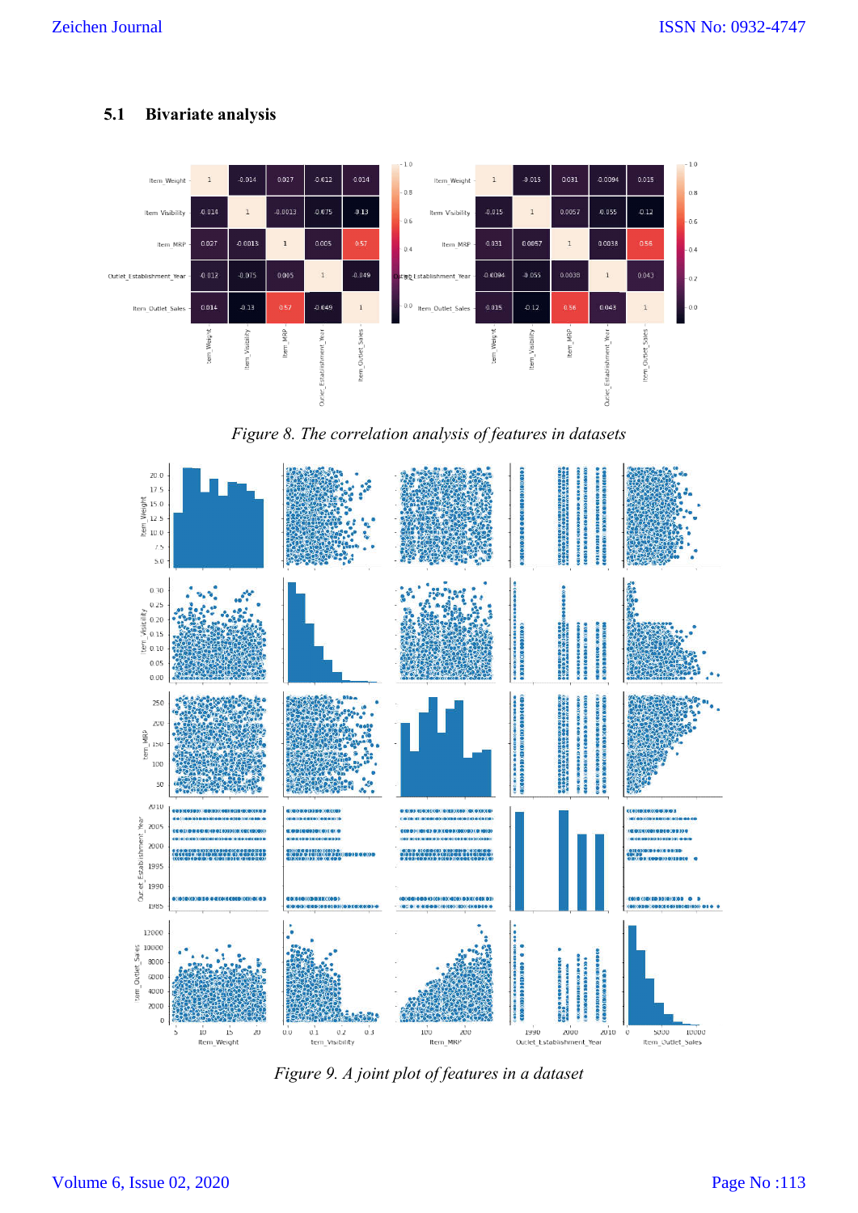## 5.1 Bivariate analysis

*Figure 8. The correlation analysis of features in datasets*

*Figure 9. A joint plot of features in a dataset*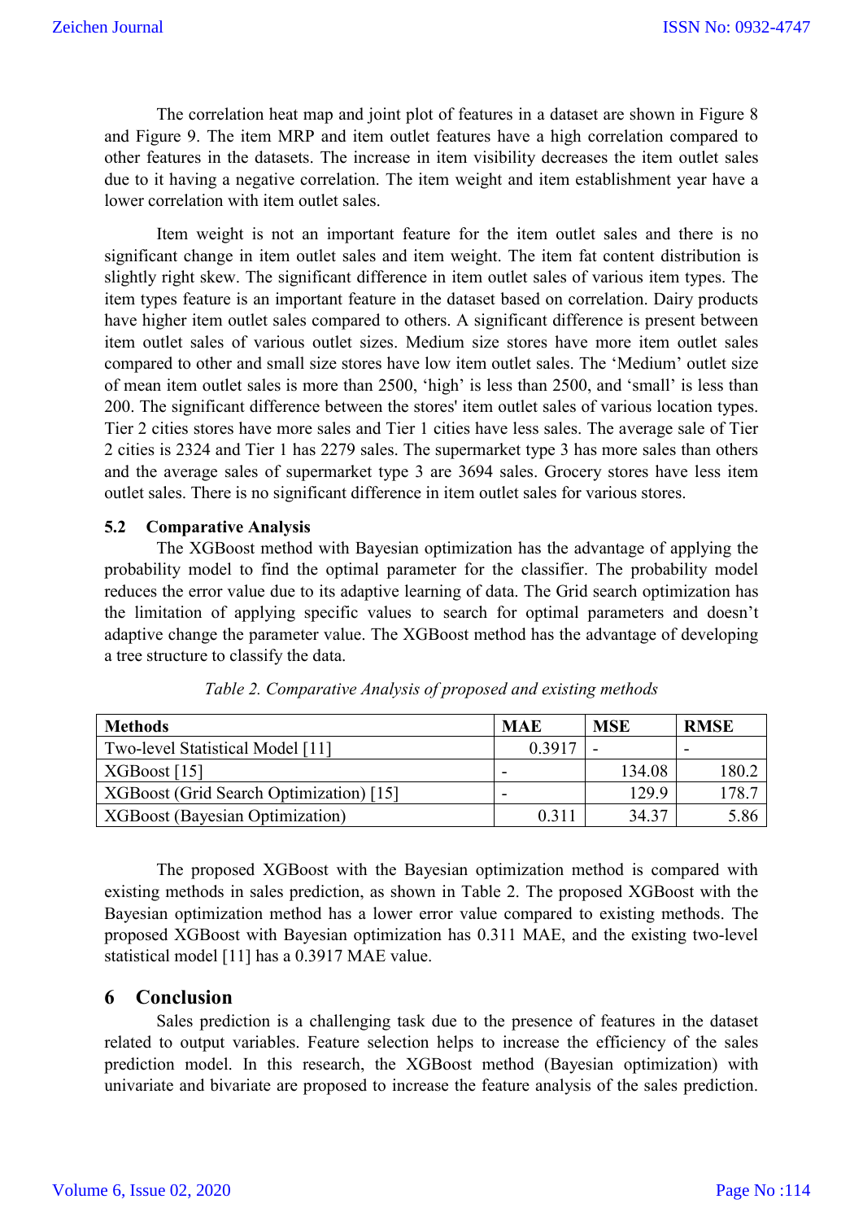The correlation heat map and joint plot of features in a dataset are shown in Figure 8 and Figure 9. The item MRP and item outlet features have a high correlation compared to other features in the datasets. The increase in item visibility decreases the item outlet sales due to it having a negative correlation. The item weight and item establishment year have a lower correlation with item outlet sales.

Item weight is not an important feature for the item outlet sales and there is no significant change in item outlet sales and item weight. The item fat content distribution is slightly right skew. The significant difference in item outlet sales of various item types. The item types feature is an important feature in the dataset based on correlation. Dairy products have higher item outlet sales compared to others. A significant difference is present between item outlet sales of various outlet sizes. Medium size stores have more item outlet sales compared to other and small size stores have low item outlet sales. The 'Medium' outlet size of mean item outlet sales is more than 2500, 'high' is less than 2500, and 'small' is less than 200. The significant difference between the stores' item outlet sales of various location types. Tier 2 cities stores have more sales and Tier 1 cities have less sales. The average sale of Tier 2 cities is 2324 and Tier 1 has 2279 sales. The supermarket type 3 has more sales than others and the average sales of supermarket type 3 are 3694 sales. Grocery stores have less item outlet sales. There is no significant difference in item outlet sales for various stores.

### 5.2 Comparative Analysis

The XGBoost method with Bayesian optimization has the advantage of applying the probability model to find the optimal parameter for the classifier. The probability model reduces the error value due to its adaptive learning of data. The Grid search optimization has the limitation of applying specific values to search for optimal parameters and doesn't adaptive change the parameter value. The XGBoost method has the advantage of developing a tree structure to classify the data.

*Table 2. Comparative Analysis of proposed and existing methods*

| Methods | MAE | MSE | RMSE |
|---|---|---|---|
| Two-level Statistical Model [11] | 0.3917 | - | - |
| XGBoost [15] | - | 134.08 | 180.2 |
| XGBoost (Grid Search Optimization) [15] | - | 129.9 | 178.7 |
| XGBoost (Bayesian Optimization) | 0.311 | 34.37 | 5.86 |

The proposed XGBoost with the Bayesian optimization method is compared with existing methods in sales prediction, as shown in Table 2. The proposed XGBoost with the Bayesian optimization method has a lower error value compared to existing methods. The proposed XGBoost with Bayesian optimization has 0.311 MAE, and the existing two-level statistical model [11] has a 0.3917 MAE value.

## 6 Conclusion

Sales prediction is a challenging task due to the presence of features in the dataset related to output variables. Feature selection helps to increase the efficiency of the sales prediction model. In this research, the XGBoost method (Bayesian optimization) with univariate and bivariate are proposed to increase the feature analysis of the sales prediction.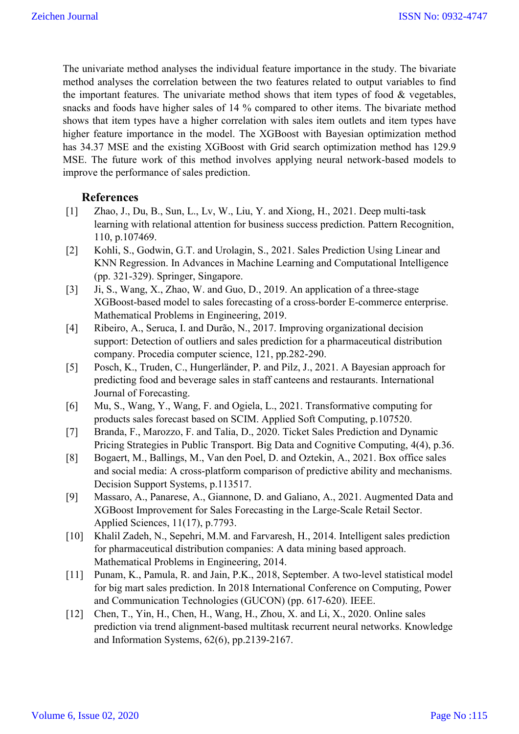The univariate method analyses the individual feature importance in the study. The bivariate method analyses the correlation between the two features related to output variables to find the important features. The univariate method shows that item types of food & vegetables, snacks and foods have higher sales of 14 % compared to other items. The bivariate method shows that item types have a higher correlation with sales item outlets and item types have higher feature importance in the model. The XGBoost with Bayesian optimization method has 34.37 MSE and the existing XGBoost with Grid search optimization method has 129.9 MSE. The future work of this method involves applying neural network-based models to improve the performance of sales prediction.

## References

[1] Zhao, J., Du, B., Sun, L., Lv, W., Liu, Y. and Xiong, H., 2021. Deep multi-task learning with relational attention for business success prediction. Pattern Recognition, 110, p.107469.

[2] Kohli, S., Godwin, G.T. and Urolagin, S., 2021. Sales Prediction Using Linear and KNN Regression. In Advances in Machine Learning and Computational Intelligence (pp. 321-329). Springer, Singapore.

[3] Ji, S., Wang, X., Zhao, W. and Guo, D., 2019. An application of a three-stage XGBoost-based model to sales forecasting of a cross-border E-commerce enterprise. Mathematical Problems in Engineering, 2019.

[4] Ribeiro, A., Seruca, I. and Durão, N., 2017. Improving organizational decision support: Detection of outliers and sales prediction for a pharmaceutical distribution company. Procedia computer science, 121, pp.282-290.

[5] Posch, K., Truden, C., Hungerländer, P. and Pilz, J., 2021. A Bayesian approach for predicting food and beverage sales in staff canteens and restaurants. International Journal of Forecasting.

[6] Mu, S., Wang, Y., Wang, F. and Ogiela, L., 2021. Transformative computing for products sales forecast based on SCIM. Applied Soft Computing, p.107520.

[7] Branda, F., Marozzo, F. and Talia, D., 2020. Ticket Sales Prediction and Dynamic Pricing Strategies in Public Transport. Big Data and Cognitive Computing, 4(4), p.36.

[8] Bogaert, M., Ballings, M., Van den Poel, D. and Oztekin, A., 2021. Box office sales and social media: A cross-platform comparison of predictive ability and mechanisms. Decision Support Systems, p.113517.

[9] Massaro, A., Panarese, A., Giannone, D. and Galiano, A., 2021. Augmented Data and XGBoost Improvement for Sales Forecasting in the Large-Scale Retail Sector. Applied Sciences, 11(17), p.7793.

[10] Khalil Zadeh, N., Sepehri, M.M. and Farvaresh, H., 2014. Intelligent sales prediction for pharmaceutical distribution companies: A data mining based approach. Mathematical Problems in Engineering, 2014.

[11] Punam, K., Pamula, R. and Jain, P.K., 2018, September. A two-level statistical model for big mart sales prediction. In 2018 International Conference on Computing, Power and Communication Technologies (GUCON) (pp. 617-620). IEEE.

[12] Chen, T., Yin, H., Chen, H., Wang, H., Zhou, X. and Li, X., 2020. Online sales prediction via trend alignment-based multitask recurrent neural networks. Knowledge and Information Systems, 62(6), pp.2139-2167.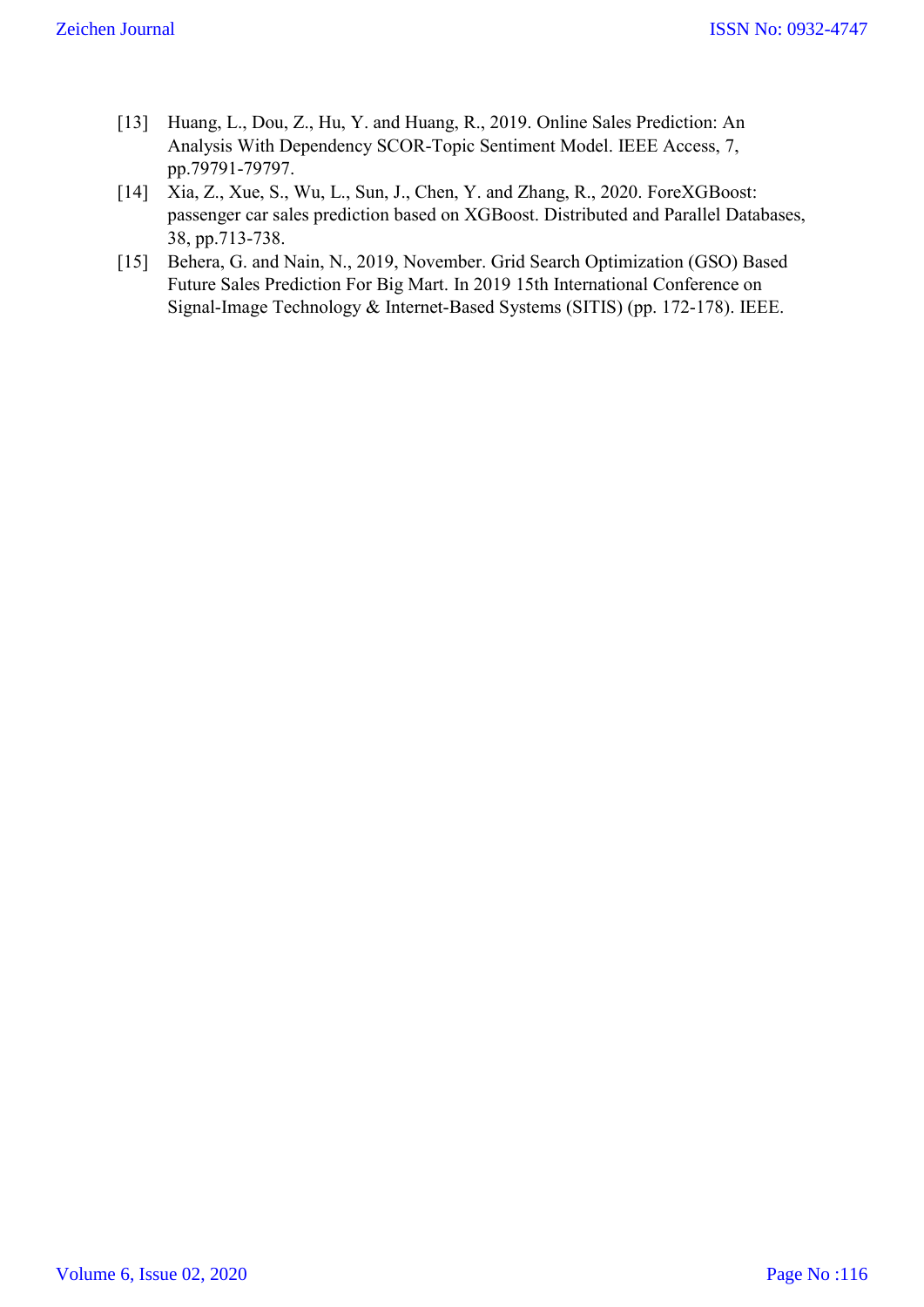[13] Huang, L., Dou, Z., Hu, Y. and Huang, R., 2019. Online Sales Prediction: An Analysis With Dependency SCOR-Topic Sentiment Model. IEEE Access, 7, pp.79791-79797.

[14] Xia, Z., Xue, S., Wu, L., Sun, J., Chen, Y. and Zhang, R., 2020. ForeXGBoost: passenger car sales prediction based on XGBoost. Distributed and Parallel Databases, 38, pp.713-738.

[15] Behera, G. and Nain, N., 2019, November. Grid Search Optimization (GSO) Based Future Sales Prediction For Big Mart. In 2019 15th International Conference on Signal-Image Technology & Internet-Based Systems (SITIS) (pp. 172-178). IEEE.